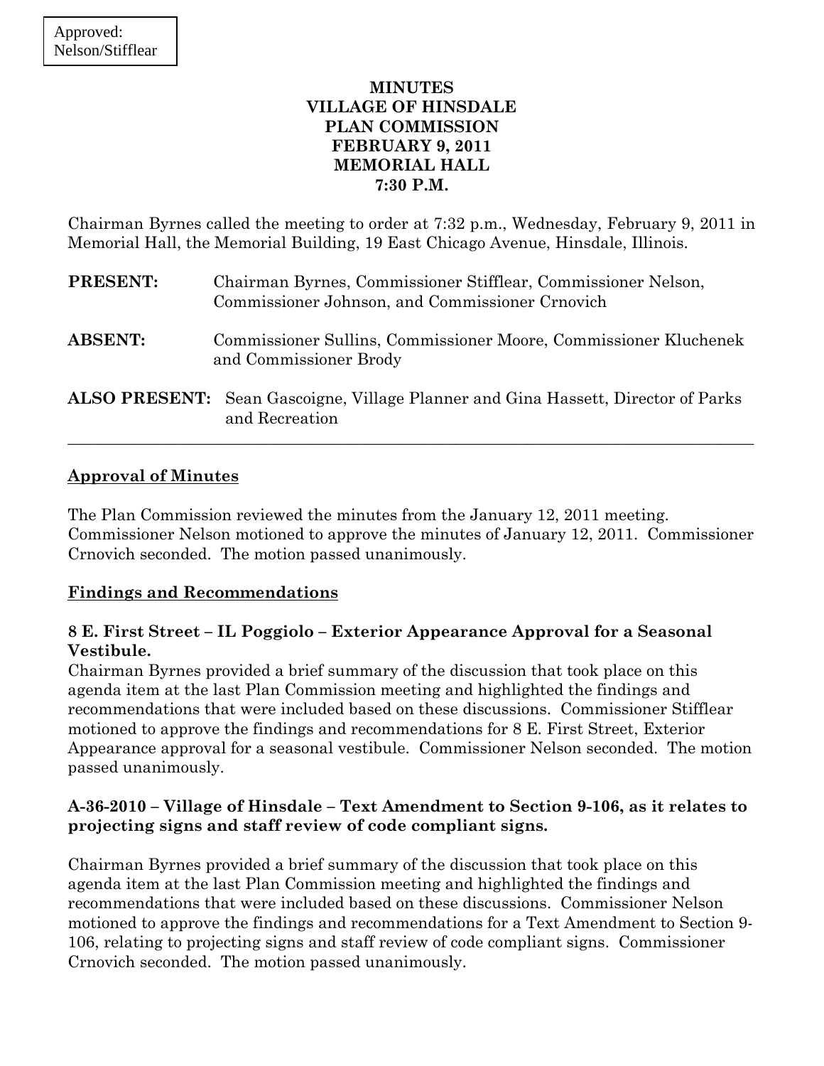Approved:
Nelson/Stifflear

# MINUTES
# VILLAGE OF HINSDALE
# PLAN COMMISSION
# FEBRUARY 9, 2011
# MEMORIAL HALL
# 7:30 P.M.

Chairman Byrnes called the meeting to order at 7:32 p.m., Wednesday, February 9, 2011 in Memorial Hall, the Memorial Building, 19 East Chicago Avenue, Hinsdale, Illinois.

**PRESENT:** Chairman Byrnes, Commissioner Stifflear, Commissioner Nelson, Commissioner Johnson, and Commissioner Crnovich

**ABSENT:** Commissioner Sullins, Commissioner Moore, Commissioner Kluchenek and Commissioner Brody

**ALSO PRESENT:** Sean Gascoigne, Village Planner and Gina Hassett, Director of Parks and Recreation

---

## Approval of Minutes

The Plan Commission reviewed the minutes from the January 12, 2011 meeting. Commissioner Nelson motioned to approve the minutes of January 12, 2011. Commissioner Crnovich seconded. The motion passed unanimously.

## Findings and Recommendations

### 8 E. First Street – IL Poggiolo – Exterior Appearance Approval for a Seasonal Vestibule.

Chairman Byrnes provided a brief summary of the discussion that took place on this agenda item at the last Plan Commission meeting and highlighted the findings and recommendations that were included based on these discussions. Commissioner Stifflear motioned to approve the findings and recommendations for 8 E. First Street, Exterior Appearance approval for a seasonal vestibule. Commissioner Nelson seconded. The motion passed unanimously.

### A-36-2010 – Village of Hinsdale – Text Amendment to Section 9-106, as it relates to projecting signs and staff review of code compliant signs.

Chairman Byrnes provided a brief summary of the discussion that took place on this agenda item at the last Plan Commission meeting and highlighted the findings and recommendations that were included based on these discussions. Commissioner Nelson motioned to approve the findings and recommendations for a Text Amendment to Section 9-106, relating to projecting signs and staff review of code compliant signs. Commissioner Crnovich seconded. The motion passed unanimously.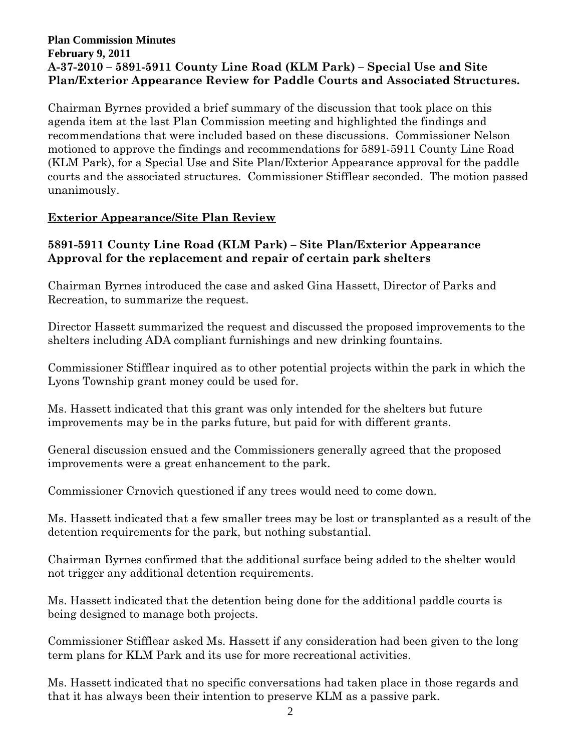**Plan Commission Minutes**
**February 9, 2011**

**A-37-2010 – 5891-5911 County Line Road (KLM Park) – Special Use and Site Plan/Exterior Appearance Review for Paddle Courts and Associated Structures.**

Chairman Byrnes provided a brief summary of the discussion that took place on this agenda item at the last Plan Commission meeting and highlighted the findings and recommendations that were included based on these discussions. Commissioner Nelson motioned to approve the findings and recommendations for 5891-5911 County Line Road (KLM Park), for a Special Use and Site Plan/Exterior Appearance approval for the paddle courts and the associated structures. Commissioner Stifflear seconded. The motion passed unanimously.

## Exterior Appearance/Site Plan Review

### 5891-5911 County Line Road (KLM Park) – Site Plan/Exterior Appearance Approval for the replacement and repair of certain park shelters

Chairman Byrnes introduced the case and asked Gina Hassett, Director of Parks and Recreation, to summarize the request.

Director Hassett summarized the request and discussed the proposed improvements to the shelters including ADA compliant furnishings and new drinking fountains.

Commissioner Stifflear inquired as to other potential projects within the park in which the Lyons Township grant money could be used for.

Ms. Hassett indicated that this grant was only intended for the shelters but future improvements may be in the parks future, but paid for with different grants.

General discussion ensued and the Commissioners generally agreed that the proposed improvements were a great enhancement to the park.

Commissioner Crnovich questioned if any trees would need to come down.

Ms. Hassett indicated that a few smaller trees may be lost or transplanted as a result of the detention requirements for the park, but nothing substantial.

Chairman Byrnes confirmed that the additional surface being added to the shelter would not trigger any additional detention requirements.

Ms. Hassett indicated that the detention being done for the additional paddle courts is being designed to manage both projects.

Commissioner Stifflear asked Ms. Hassett if any consideration had been given to the long term plans for KLM Park and its use for more recreational activities.

Ms. Hassett indicated that no specific conversations had taken place in those regards and that it has always been their intention to preserve KLM as a passive park.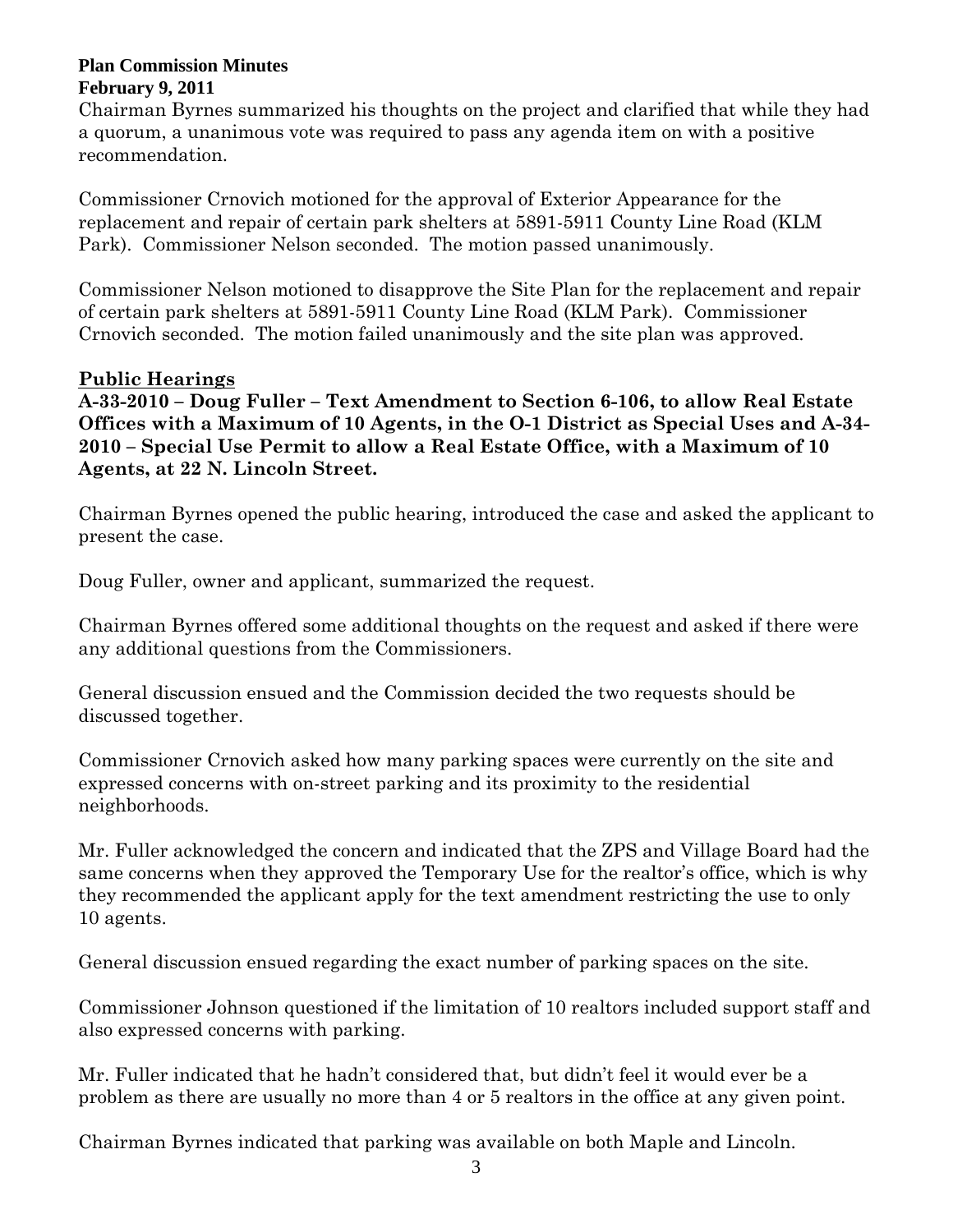**Plan Commission Minutes**
**February 9, 2011**

Chairman Byrnes summarized his thoughts on the project and clarified that while they had a quorum, a unanimous vote was required to pass any agenda item on with a positive recommendation.

Commissioner Crnovich motioned for the approval of Exterior Appearance for the replacement and repair of certain park shelters at 5891-5911 County Line Road (KLM Park). Commissioner Nelson seconded. The motion passed unanimously.

Commissioner Nelson motioned to disapprove the Site Plan for the replacement and repair of certain park shelters at 5891-5911 County Line Road (KLM Park). Commissioner Crnovich seconded. The motion failed unanimously and the site plan was approved.

## Public Hearings

**A-33-2010 – Doug Fuller – Text Amendment to Section 6-106, to allow Real Estate Offices with a Maximum of 10 Agents, in the O-1 District as Special Uses and A-34-2010 – Special Use Permit to allow a Real Estate Office, with a Maximum of 10 Agents, at 22 N. Lincoln Street.**

Chairman Byrnes opened the public hearing, introduced the case and asked the applicant to present the case.

Doug Fuller, owner and applicant, summarized the request.

Chairman Byrnes offered some additional thoughts on the request and asked if there were any additional questions from the Commissioners.

General discussion ensued and the Commission decided the two requests should be discussed together.

Commissioner Crnovich asked how many parking spaces were currently on the site and expressed concerns with on-street parking and its proximity to the residential neighborhoods.

Mr. Fuller acknowledged the concern and indicated that the ZPS and Village Board had the same concerns when they approved the Temporary Use for the realtor's office, which is why they recommended the applicant apply for the text amendment restricting the use to only 10 agents.

General discussion ensued regarding the exact number of parking spaces on the site.

Commissioner Johnson questioned if the limitation of 10 realtors included support staff and also expressed concerns with parking.

Mr. Fuller indicated that he hadn't considered that, but didn't feel it would ever be a problem as there are usually no more than 4 or 5 realtors in the office at any given point.

Chairman Byrnes indicated that parking was available on both Maple and Lincoln.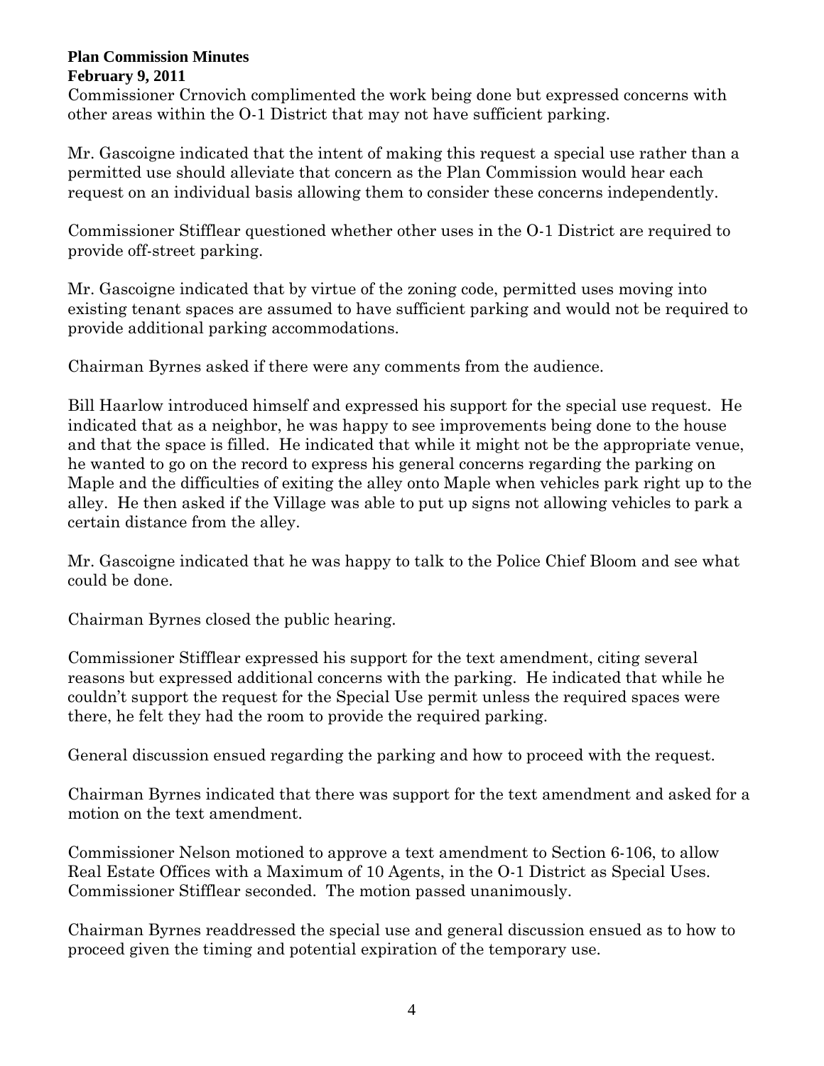Commissioner Crnovich complimented the work being done but expressed concerns with other areas within the O-1 District that may not have sufficient parking.

Mr. Gascoigne indicated that the intent of making this request a special use rather than a permitted use should alleviate that concern as the Plan Commission would hear each request on an individual basis allowing them to consider these concerns independently.

Commissioner Stifflear questioned whether other uses in the O-1 District are required to provide off-street parking.

Mr. Gascoigne indicated that by virtue of the zoning code, permitted uses moving into existing tenant spaces are assumed to have sufficient parking and would not be required to provide additional parking accommodations.

Chairman Byrnes asked if there were any comments from the audience.

Bill Haarlow introduced himself and expressed his support for the special use request. He indicated that as a neighbor, he was happy to see improvements being done to the house and that the space is filled. He indicated that while it might not be the appropriate venue, he wanted to go on the record to express his general concerns regarding the parking on Maple and the difficulties of exiting the alley onto Maple when vehicles park right up to the alley. He then asked if the Village was able to put up signs not allowing vehicles to park a certain distance from the alley.

Mr. Gascoigne indicated that he was happy to talk to the Police Chief Bloom and see what could be done.

Chairman Byrnes closed the public hearing.

Commissioner Stifflear expressed his support for the text amendment, citing several reasons but expressed additional concerns with the parking. He indicated that while he couldn't support the request for the Special Use permit unless the required spaces were there, he felt they had the room to provide the required parking.

General discussion ensued regarding the parking and how to proceed with the request.

Chairman Byrnes indicated that there was support for the text amendment and asked for a motion on the text amendment.

Commissioner Nelson motioned to approve a text amendment to Section 6-106, to allow Real Estate Offices with a Maximum of 10 Agents, in the O-1 District as Special Uses. Commissioner Stifflear seconded. The motion passed unanimously.

Chairman Byrnes readdressed the special use and general discussion ensued as to how to proceed given the timing and potential expiration of the temporary use.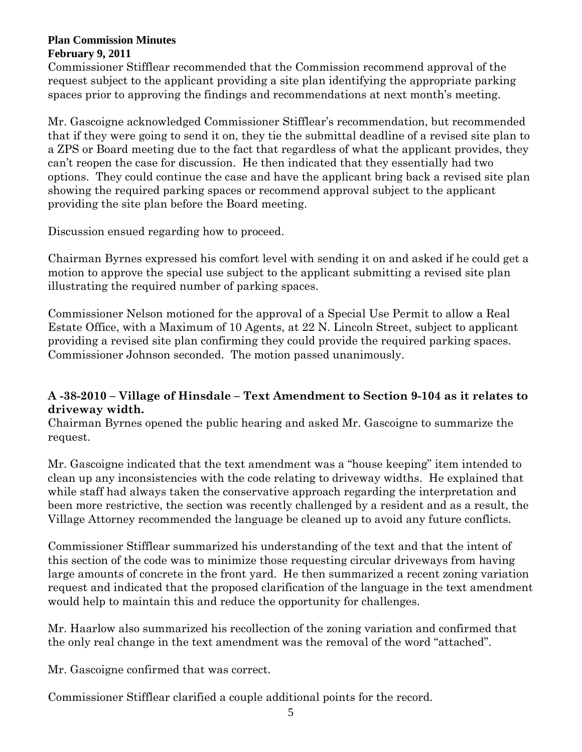Commissioner Stifflear recommended that the Commission recommend approval of the request subject to the applicant providing a site plan identifying the appropriate parking spaces prior to approving the findings and recommendations at next month's meeting.

Mr. Gascoigne acknowledged Commissioner Stifflear's recommendation, but recommended that if they were going to send it on, they tie the submittal deadline of a revised site plan to a ZPS or Board meeting due to the fact that regardless of what the applicant provides, they can't reopen the case for discussion. He then indicated that they essentially had two options. They could continue the case and have the applicant bring back a revised site plan showing the required parking spaces or recommend approval subject to the applicant providing the site plan before the Board meeting.

Discussion ensued regarding how to proceed.

Chairman Byrnes expressed his comfort level with sending it on and asked if he could get a motion to approve the special use subject to the applicant submitting a revised site plan illustrating the required number of parking spaces.

Commissioner Nelson motioned for the approval of a Special Use Permit to allow a Real Estate Office, with a Maximum of 10 Agents, at 22 N. Lincoln Street, subject to applicant providing a revised site plan confirming they could provide the required parking spaces. Commissioner Johnson seconded. The motion passed unanimously.

**A -38-2010 – Village of Hinsdale – Text Amendment to Section 9-104 as it relates to driveway width.**

Chairman Byrnes opened the public hearing and asked Mr. Gascoigne to summarize the request.

Mr. Gascoigne indicated that the text amendment was a "house keeping" item intended to clean up any inconsistencies with the code relating to driveway widths. He explained that while staff had always taken the conservative approach regarding the interpretation and been more restrictive, the section was recently challenged by a resident and as a result, the Village Attorney recommended the language be cleaned up to avoid any future conflicts.

Commissioner Stifflear summarized his understanding of the text and that the intent of this section of the code was to minimize those requesting circular driveways from having large amounts of concrete in the front yard. He then summarized a recent zoning variation request and indicated that the proposed clarification of the language in the text amendment would help to maintain this and reduce the opportunity for challenges.

Mr. Haarlow also summarized his recollection of the zoning variation and confirmed that the only real change in the text amendment was the removal of the word "attached".

Mr. Gascoigne confirmed that was correct.

Commissioner Stifflear clarified a couple additional points for the record.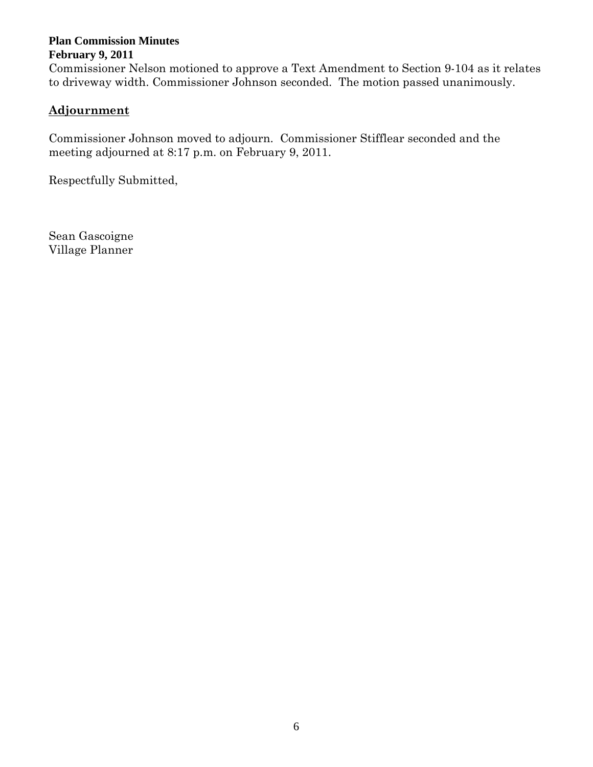Commissioner Nelson motioned to approve a Text Amendment to Section 9-104 as it relates to driveway width. Commissioner Johnson seconded. The motion passed unanimously.

## Adjournment

Commissioner Johnson moved to adjourn. Commissioner Stifflear seconded and the meeting adjourned at 8:17 p.m. on February 9, 2011.

Respectfully Submitted,

Sean Gascoigne
Village Planner